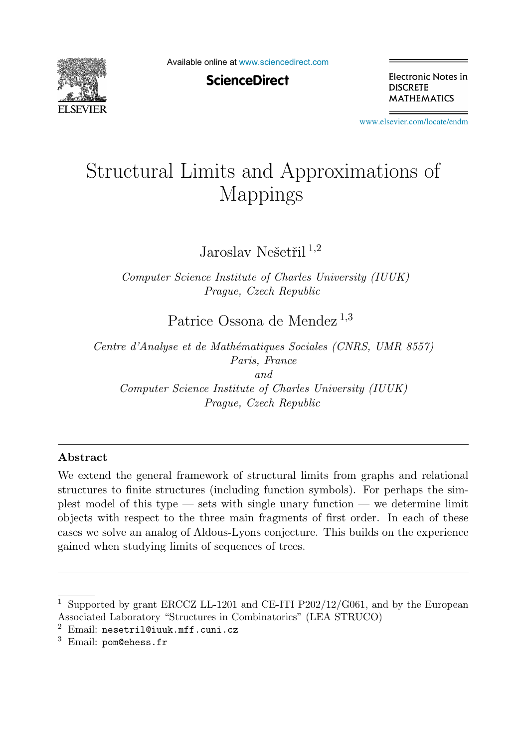# Structural Limits and Approximations of Mappings

Jaroslav Nešetřil [1,2]

*Computer Science Institute of Charles University (IUUK)*
*Prague, Czech Republic*

Patrice Ossona de Mendez [1,3]

*Centre d'Analyse et de Mathématiques Sociales (CNRS, UMR 8557)*
*Paris, France*
*and*
*Computer Science Institute of Charles University (IUUK)*
*Prague, Czech Republic*

## Abstract

We extend the general framework of structural limits from graphs and relational structures to finite structures (including function symbols). For perhaps the simplest model of this type — sets with single unary function — we determine limit objects with respect to the three main fragments of first order. In each of these cases we solve an analog of Aldous-Lyons conjecture. This builds on the experience gained when studying limits of sequences of trees.

---

[1] Supported by grant ERCCZ LL-1201 and CE-ITI P202/12/G061, and by the European Associated Laboratory "Structures in Combinatorics" (LEA STRUCO)

[2] Email: `nesetril@iuuk.mff.cuni.cz`

[3] Email: `pom@ehess.fr`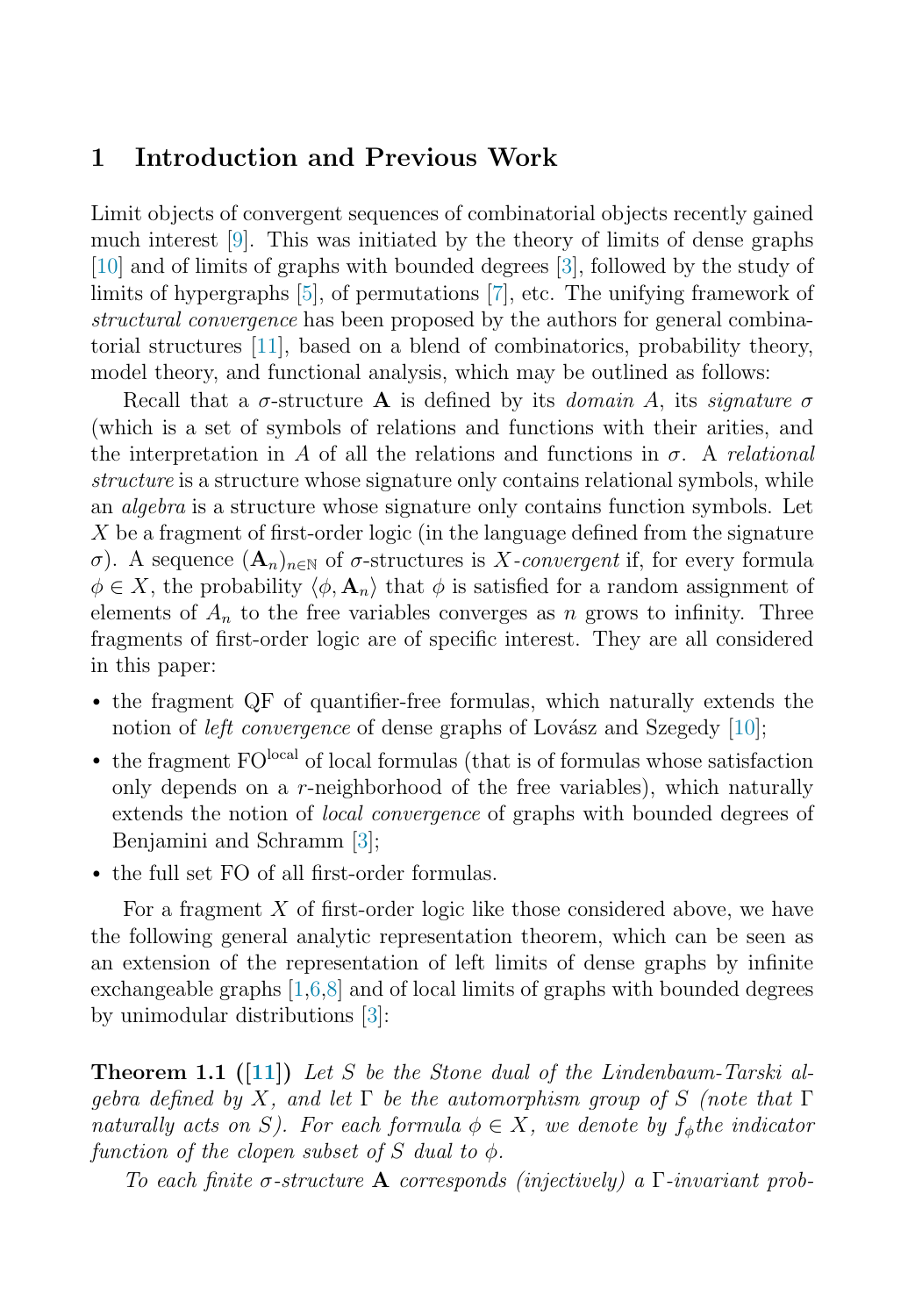## 1 Introduction and Previous Work

Limit objects of convergent sequences of combinatorial objects recently gained much interest [9]. This was initiated by the theory of limits of dense graphs [10] and of limits of graphs with bounded degrees [3], followed by the study of limits of hypergraphs [5], of permutations [7], etc. The unifying framework of *structural convergence* has been proposed by the authors for general combinatorial structures [11], based on a blend of combinatorics, probability theory, model theory, and functional analysis, which may be outlined as follows:

Recall that a $\sigma$-structure $\mathbf{A}$ is defined by its *domain* $A$, its *signature* $\sigma$ (which is a set of symbols of relations and functions with their arities, and the interpretation in $A$ of all the relations and functions in $\sigma$. A *relational structure* is a structure whose signature only contains relational symbols, while an *algebra* is a structure whose signature only contains function symbols. Let $X$ be a fragment of first-order logic (in the language defined from the signature $\sigma$). A sequence $(\mathbf{A}_n)_{n\in\mathbb{N}}$ of $\sigma$-structures is $X$*-convergent* if, for every formula $\phi \in X$, the probability $\langle \phi, \mathbf{A}_n\rangle$ that $\phi$ is satisfied for a random assignment of elements of $A_n$ to the free variables converges as $n$ grows to infinity. Three fragments of first-order logic are of specific interest. They are all considered in this paper:

- the fragment QF of quantifier-free formulas, which naturally extends the notion of *left convergence* of dense graphs of Lovász and Szegedy [10];
- the fragment $\mathrm{FO}^{\mathrm{local}}$ of local formulas (that is of formulas whose satisfaction only depends on a $r$-neighborhood of the free variables), which naturally extends the notion of *local convergence* of graphs with bounded degrees of Benjamini and Schramm [3];
- the full set FO of all first-order formulas.

For a fragment $X$ of first-order logic like those considered above, we have the following general analytic representation theorem, which can be seen as an extension of the representation of left limits of dense graphs by infinite exchangeable graphs [1,6,8] and of local limits of graphs with bounded degrees by unimodular distributions [3]:

**Theorem 1.1 ([11])** *Let $S$ be the Stone dual of the Lindenbaum-Tarski algebra defined by $X$, and let $\Gamma$ be the automorphism group of $S$ (note that $\Gamma$ naturally acts on $S$). For each formula $\phi \in X$, we denote by $f_\phi$ the indicator function of the clopen subset of $S$ dual to $\phi$.*

*To each finite $\sigma$-structure $\mathbf{A}$ corresponds (injectively) a $\Gamma$-invariant prob-*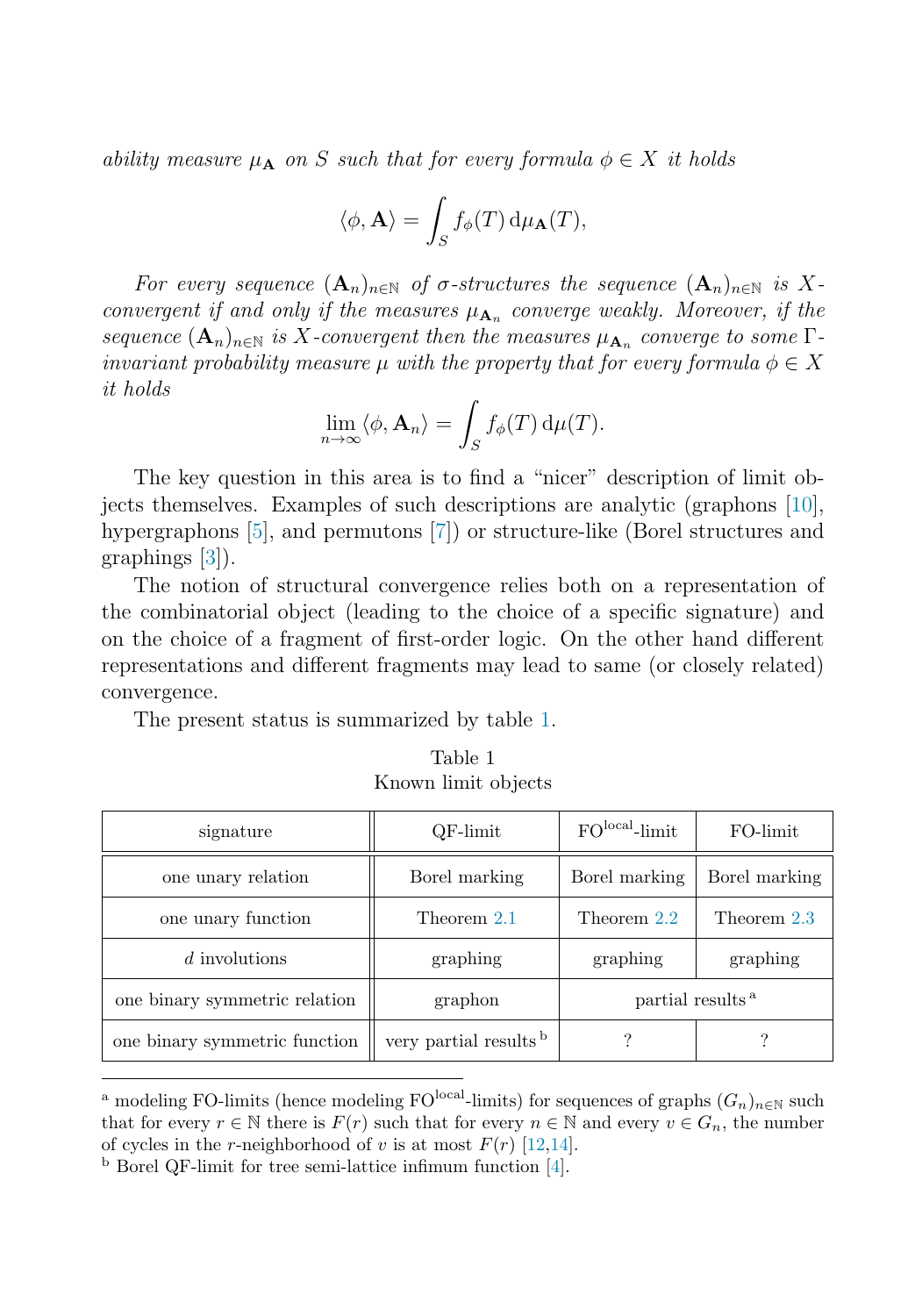*ability measure $\mu_{\mathbf{A}}$ on $S$ such that for every formula $\phi \in X$ it holds*

$$\langle \phi, \mathbf{A} \rangle = \int_S f_\phi(T) \, \mathrm{d}\mu_{\mathbf{A}}(T),$$

*For every sequence $(\mathbf{A}_n)_{n\in\mathbb{N}}$ of $\sigma$-structures the sequence $(\mathbf{A}_n)_{n\in\mathbb{N}}$ is $X$-convergent if and only if the measures $\mu_{\mathbf{A}_n}$ converge weakly. Moreover, if the sequence $(\mathbf{A}_n)_{n\in\mathbb{N}}$ is $X$-convergent then the measures $\mu_{\mathbf{A}_n}$ converge to some $\Gamma$-invariant probability measure $\mu$ with the property that for every formula $\phi \in X$ it holds*

$$\lim_{n\to\infty} \langle \phi, \mathbf{A}_n \rangle = \int_S f_\phi(T) \, \mathrm{d}\mu(T).$$

The key question in this area is to find a "nicer" description of limit objects themselves. Examples of such descriptions are analytic (graphons [10], hypergraphons [5], and permutons [7]) or structure-like (Borel structures and graphings [3]).

The notion of structural convergence relies both on a representation of the combinatorial object (leading to the choice of a specific signature) and on the choice of a fragment of first-order logic. On the other hand different representations and different fragments may lead to same (or closely related) convergence.

The present status is summarized by table 1.

Table 1
Known limit objects

| signature | QF-limit | $\mathrm{FO}^{\mathrm{local}}$-limit | FO-limit |
|---|---|---|---|
| one unary relation | Borel marking | Borel marking | Borel marking |
| one unary function | Theorem 2.1 | Theorem 2.2 | Theorem 2.3 |
| $d$ involutions | graphing | graphing | graphing |
| one binary symmetric relation | graphon | partial results [a] | |
| one binary symmetric function | very partial results [b] | ? | ? |

[a] modeling FO-limits (hence modeling $\mathrm{FO}^{\mathrm{local}}$-limits) for sequences of graphs $(G_n)_{n\in\mathbb{N}}$ such that for every $r \in \mathbb{N}$ there is $F(r)$ such that for every $n \in \mathbb{N}$ and every $v \in G_n$, the number of cycles in the $r$-neighborhood of $v$ is at most $F(r)$ [12,14].

[b] Borel QF-limit for tree semi-lattice infimum function [4].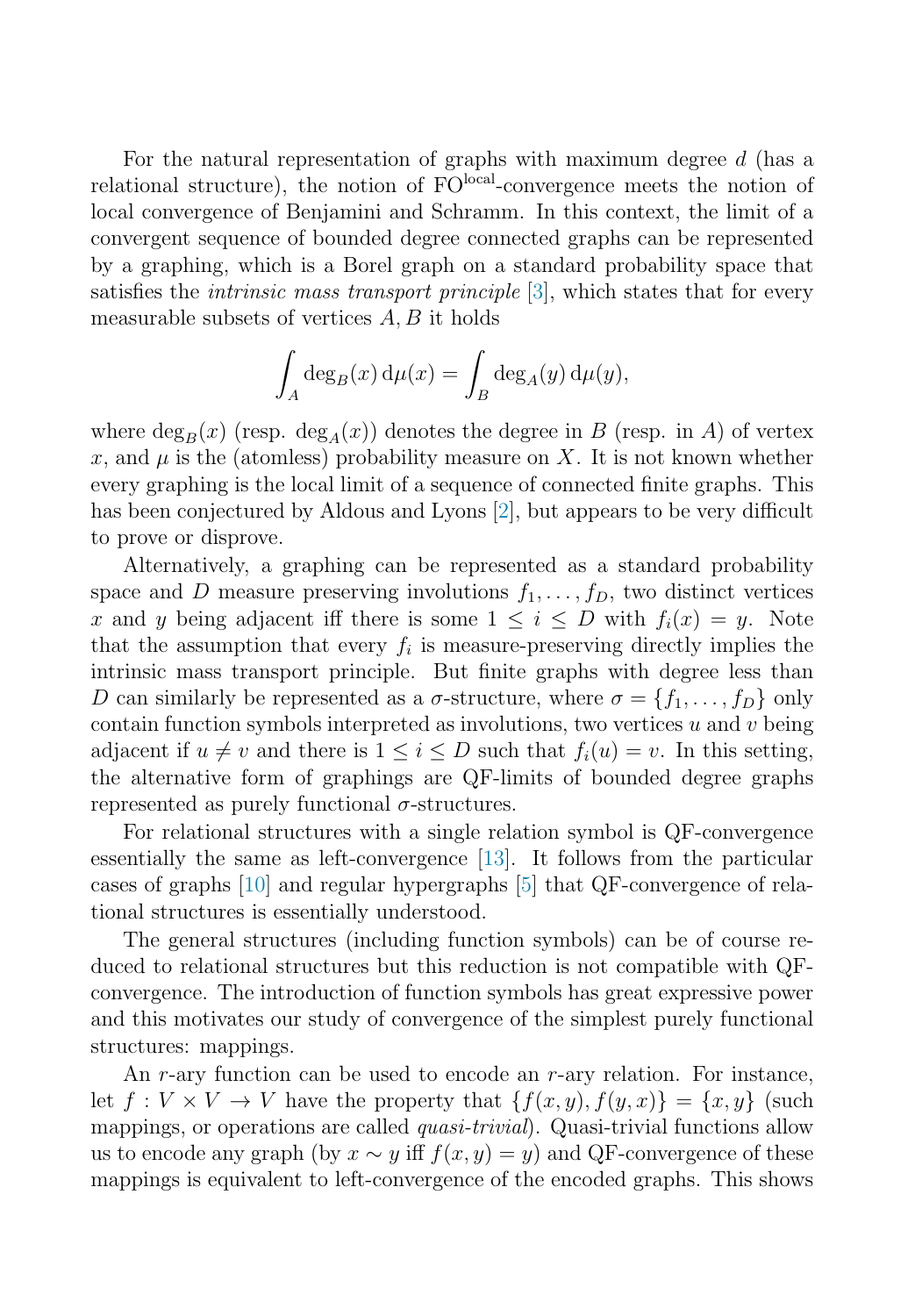For the natural representation of graphs with maximum degree $d$ (has a relational structure), the notion of $\mathrm{FO}^{\mathrm{local}}$-convergence meets the notion of local convergence of Benjamini and Schramm. In this context, the limit of a convergent sequence of bounded degree connected graphs can be represented by a graphing, which is a Borel graph on a standard probability space that satisfies the *intrinsic mass transport principle* [3], which states that for every measurable subsets of vertices $A, B$ it holds

$$\int_A \deg_B(x)\,\mathrm{d}\mu(x) = \int_B \deg_A(y)\,\mathrm{d}\mu(y),$$

where $\deg_B(x)$ (resp. $\deg_A(x)$) denotes the degree in $B$ (resp. in $A$) of vertex $x$, and $\mu$ is the (atomless) probability measure on $X$. It is not known whether every graphing is the local limit of a sequence of connected finite graphs. This has been conjectured by Aldous and Lyons [2], but appears to be very difficult to prove or disprove.

Alternatively, a graphing can be represented as a standard probability space and $D$ measure preserving involutions $f_1, \dots, f_D$, two distinct vertices $x$ and $y$ being adjacent iff there is some $1 \le i \le D$ with $f_i(x) = y$. Note that the assumption that every $f_i$ is measure-preserving directly implies the intrinsic mass transport principle. But finite graphs with degree less than $D$ can similarly be represented as a $\sigma$-structure, where $\sigma = \{f_1, \dots, f_D\}$ only contain function symbols interpreted as involutions, two vertices $u$ and $v$ being adjacent if $u \neq v$ and there is $1 \le i \le D$ such that $f_i(u) = v$. In this setting, the alternative form of graphings are QF-limits of bounded degree graphs represented as purely functional $\sigma$-structures.

For relational structures with a single relation symbol is QF-convergence essentially the same as left-convergence [13]. It follows from the particular cases of graphs [10] and regular hypergraphs [5] that QF-convergence of relational structures is essentially understood.

The general structures (including function symbols) can be of course reduced to relational structures but this reduction is not compatible with QF-convergence. The introduction of function symbols has great expressive power and this motivates our study of convergence of the simplest purely functional structures: mappings.

An $r$-ary function can be used to encode an $r$-ary relation. For instance, let $f : V \times V \to V$ have the property that $\{f(x, y), f(y, x)\} = \{x, y\}$ (such mappings, or operations are called *quasi-trivial*). Quasi-trivial functions allow us to encode any graph (by $x \sim y$ iff $f(x, y) = y$) and QF-convergence of these mappings is equivalent to left-convergence of the encoded graphs. This shows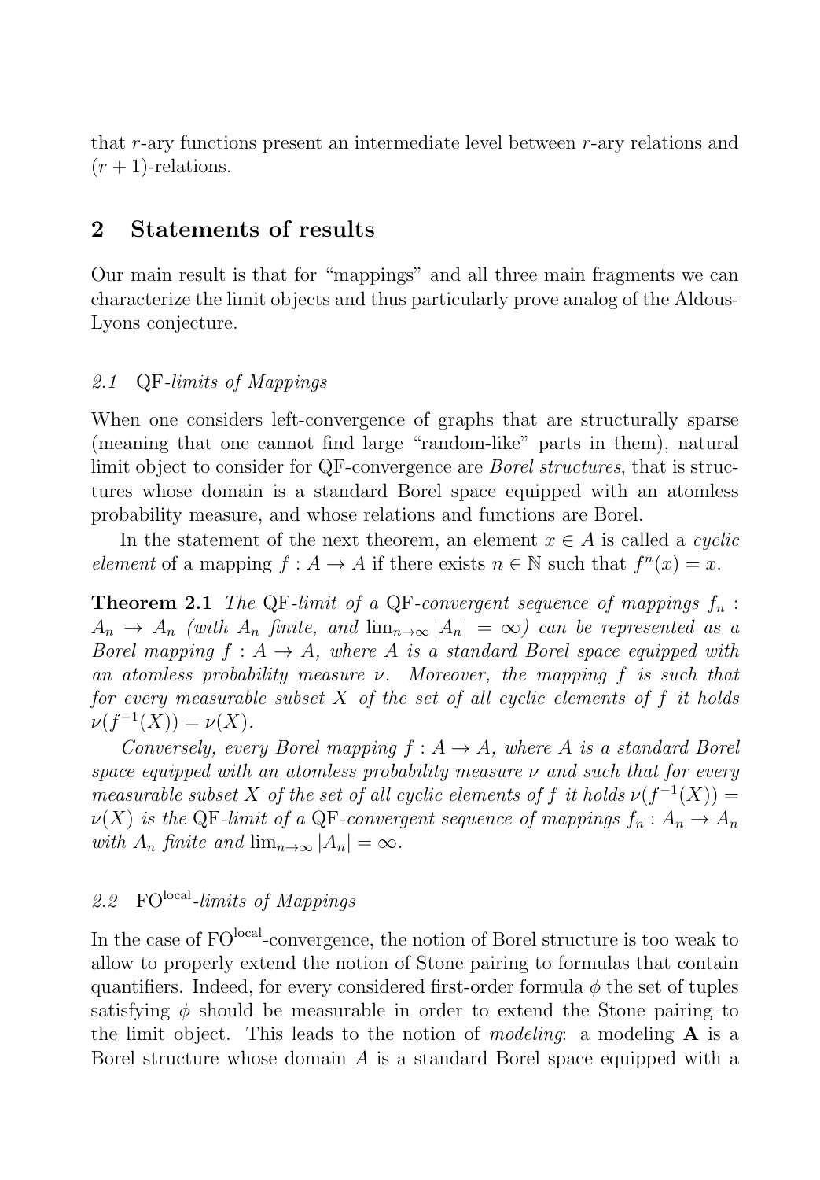that $r$-ary functions present an intermediate level between $r$-ary relations and $(r+1)$-relations.

## 2 Statements of results

Our main result is that for "mappings" and all three main fragments we can characterize the limit objects and thus particularly prove analog of the Aldous-Lyons conjecture.

### *2.1 QF-limits of Mappings*

When one considers left-convergence of graphs that are structurally sparse (meaning that one cannot find large "random-like" parts in them), natural limit object to consider for QF-convergence are *Borel structures*, that is structures whose domain is a standard Borel space equipped with an atomless probability measure, and whose relations and functions are Borel.

In the statement of the next theorem, an element $x \in A$ is called a *cyclic element* of a mapping $f : A \to A$ if there exists $n \in \mathbb{N}$ such that $f^n(x) = x$.

**Theorem 2.1** *The* QF*-limit of a* QF*-convergent sequence of mappings $f_n : A_n \to A_n$ (with $A_n$ finite, and $\lim_{n\to\infty} |A_n| = \infty$) can be represented as a Borel mapping $f : A \to A$, where $A$ is a standard Borel space equipped with an atomless probability measure $\nu$. Moreover, the mapping $f$ is such that for every measurable subset $X$ of the set of all cyclic elements of $f$ it holds $\nu(f^{-1}(X)) = \nu(X)$.*

*Conversely, every Borel mapping $f : A \to A$, where $A$ is a standard Borel space equipped with an atomless probability measure $\nu$ and such that for every measurable subset $X$ of the set of all cyclic elements of $f$ it holds $\nu(f^{-1}(X)) = \nu(X)$ is the* QF*-limit of a* QF*-convergent sequence of mappings $f_n : A_n \to A_n$ with $A_n$ finite and $\lim_{n\to\infty} |A_n| = \infty$.*

### *2.2 $\mathrm{FO}^{\mathrm{local}}$-limits of Mappings*

In the case of $\mathrm{FO}^{\mathrm{local}}$-convergence, the notion of Borel structure is too weak to allow to properly extend the notion of Stone pairing to formulas that contain quantifiers. Indeed, for every considered first-order formula $\phi$ the set of tuples satisfying $\phi$ should be measurable in order to extend the Stone pairing to the limit object. This leads to the notion of *modeling*: a modeling $\mathbf{A}$ is a Borel structure whose domain $A$ is a standard Borel space equipped with a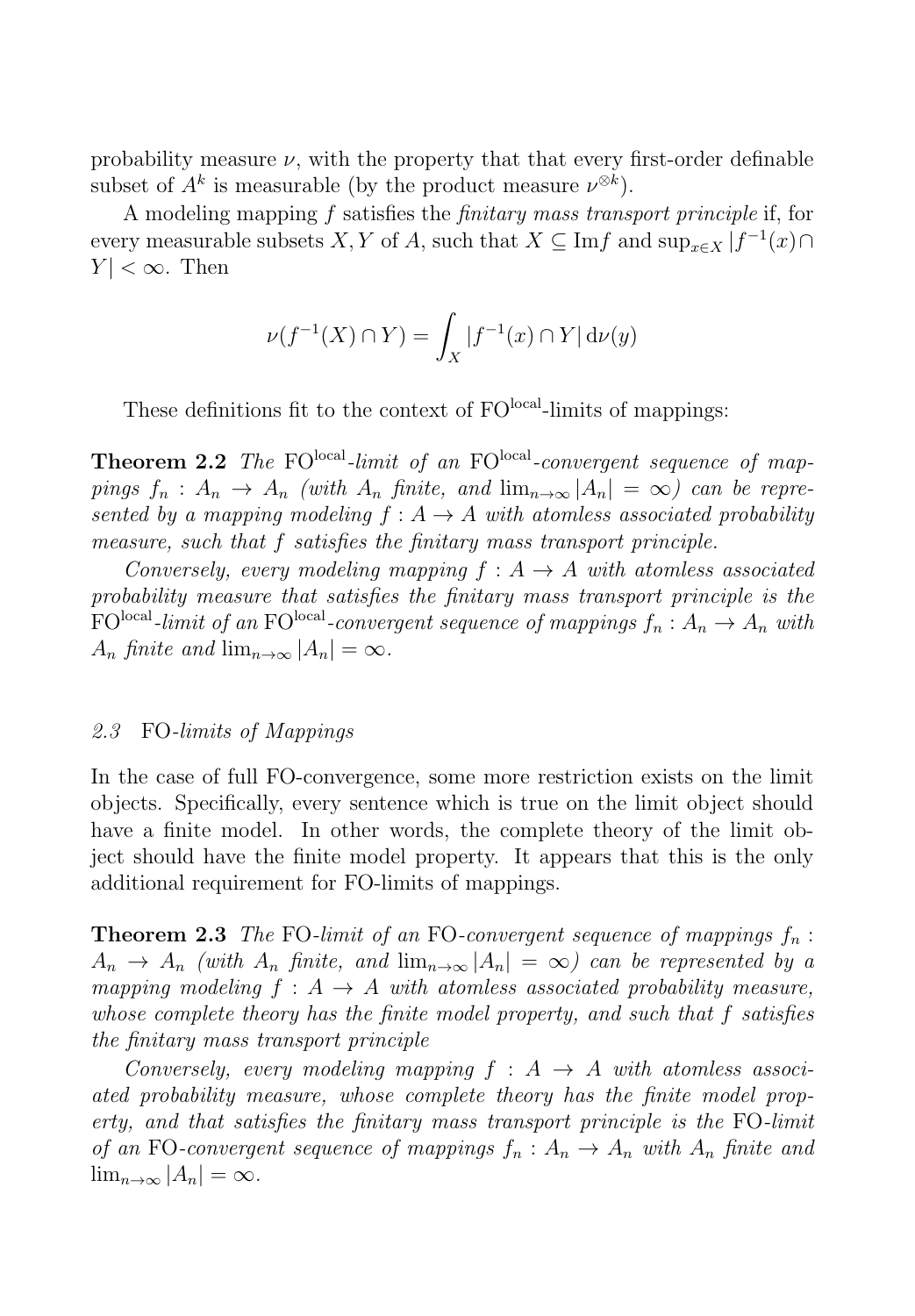probability measure $\nu$, with the property that that every first-order definable subset of $A^k$ is measurable (by the product measure $\nu^{\otimes k}$).

A modeling mapping $f$ satisfies the *finitary mass transport principle* if, for every measurable subsets $X, Y$ of $A$, such that $X \subseteq \mathrm{Im} f$ and $\sup_{x \in X} |f^{-1}(x) \cap Y| < \infty$. Then

$$\nu(f^{-1}(X) \cap Y) = \int_X |f^{-1}(x) \cap Y| \, \mathrm{d}\nu(y)$$

These definitions fit to the context of $\mathrm{FO}^{\mathrm{local}}$-limits of mappings:

**Theorem 2.2** *The* $\mathrm{FO}^{\mathrm{local}}$*-limit of an* $\mathrm{FO}^{\mathrm{local}}$*-convergent sequence of mappings* $f_n : A_n \to A_n$ *(with* $A_n$ *finite, and* $\lim_{n\to\infty} |A_n| = \infty$*) can be represented by a mapping modeling* $f : A \to A$ *with atomless associated probability measure, such that* $f$ *satisfies the finitary mass transport principle.*

*Conversely, every modeling mapping* $f : A \to A$ *with atomless associated probability measure that satisfies the finitary mass transport principle is the* $\mathrm{FO}^{\mathrm{local}}$*-limit of an* $\mathrm{FO}^{\mathrm{local}}$*-convergent sequence of mappings* $f_n : A_n \to A_n$ *with* $A_n$ *finite and* $\lim_{n\to\infty} |A_n| = \infty$*.*

### *2.3* FO*-limits of Mappings*

In the case of full FO-convergence, some more restriction exists on the limit objects. Specifically, every sentence which is true on the limit object should have a finite model. In other words, the complete theory of the limit object should have the finite model property. It appears that this is the only additional requirement for FO-limits of mappings.

**Theorem 2.3** *The* FO*-limit of an* FO*-convergent sequence of mappings* $f_n : A_n \to A_n$ *(with* $A_n$ *finite, and* $\lim_{n\to\infty} |A_n| = \infty$*) can be represented by a mapping modeling* $f : A \to A$ *with atomless associated probability measure, whose complete theory has the finite model property, and such that* $f$ *satisfies the finitary mass transport principle*

*Conversely, every modeling mapping* $f : A \to A$ *with atomless associated probability measure, whose complete theory has the finite model property, and that satisfies the finitary mass transport principle is the* FO*-limit of an* FO*-convergent sequence of mappings* $f_n : A_n \to A_n$ *with* $A_n$ *finite and* $\lim_{n\to\infty} |A_n| = \infty$*.*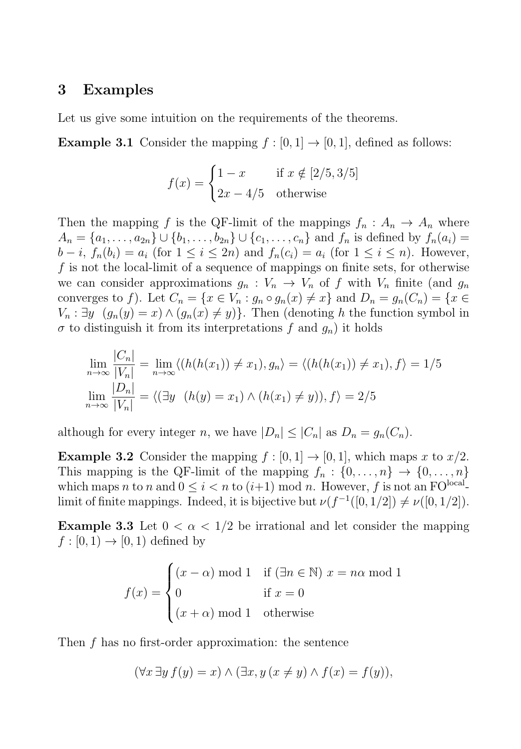## 3 Examples

Let us give some intuition on the requirements of the theorems.

**Example 3.1** Consider the mapping $f : [0,1] \to [0,1]$, defined as follows:

$$f(x) = \begin{cases} 1 - x & \text{if } x \notin [2/5, 3/5] \\ 2x - 4/5 & \text{otherwise} \end{cases}$$

Then the mapping $f$ is the QF-limit of the mappings $f_n : A_n \to A_n$ where $A_n = \{a_1, \dots, a_{2n}\} \cup \{b_1, \dots, b_{2n}\} \cup \{c_1, \dots, c_n\}$ and $f_n$ is defined by $f_n(a_i) = b - i$, $f_n(b_i) = a_i$ (for $1 \leq i \leq 2n$) and $f_n(c_i) = a_i$ (for $1 \leq i \leq n$). However, $f$ is not the local-limit of a sequence of mappings on finite sets, for otherwise we can consider approximations $g_n : V_n \to V_n$ of $f$ with $V_n$ finite (and $g_n$ converges to $f$). Let $C_n = \{x \in V_n : g_n \circ g_n(x) \neq x\}$ and $D_n = g_n(C_n) = \{x \in V_n : \exists y \;\; (g_n(y) = x) \wedge (g_n(x) \neq y)\}$. Then (denoting $h$ the function symbol in $\sigma$ to distinguish it from its interpretations $f$ and $g_n$) it holds

$$\begin{aligned}
\lim_{n\to\infty} \frac{|C_n|}{|V_n|} &= \lim_{n\to\infty} \langle (h(h(x_1)) \neq x_1), g_n \rangle = \langle (h(h(x_1)) \neq x_1), f \rangle = 1/5 \\
\lim_{n\to\infty} \frac{|D_n|}{|V_n|} &= \langle (\exists y \;\; (h(y) = x_1) \wedge (h(x_1) \neq y)), f \rangle = 2/5
\end{aligned}$$

although for every integer $n$, we have $|D_n| \leq |C_n|$ as $D_n = g_n(C_n)$.

**Example 3.2** Consider the mapping $f : [0,1] \to [0,1]$, which maps $x$ to $x/2$. This mapping is the QF-limit of the mapping $f_n : \{0, \dots, n\} \to \{0, \dots, n\}$ which maps $n$ to $n$ and $0 \leq i < n$ to $(i+1) \bmod n$. However, $f$ is not an $\mathrm{FO}^{\mathrm{local}}$-limit of finite mappings. Indeed, it is bijective but $\nu(f^{-1}([0,1/2]) \neq \nu([0,1/2])$.

**Example 3.3** Let $0 < \alpha < 1/2$ be irrational and let consider the mapping $f : [0,1) \to [0,1)$ defined by

$$f(x) = \begin{cases} (x - \alpha) \bmod 1 & \text{if } (\exists n \in \mathbb{N}) \; x = n\alpha \bmod 1 \\ 0 & \text{if } x = 0 \\ (x + \alpha) \bmod 1 & \text{otherwise} \end{cases}$$

Then $f$ has no first-order approximation: the sentence

$$(\forall x \, \exists y \, f(y) = x) \wedge (\exists x, y \, (x \neq y) \wedge f(x) = f(y)),$$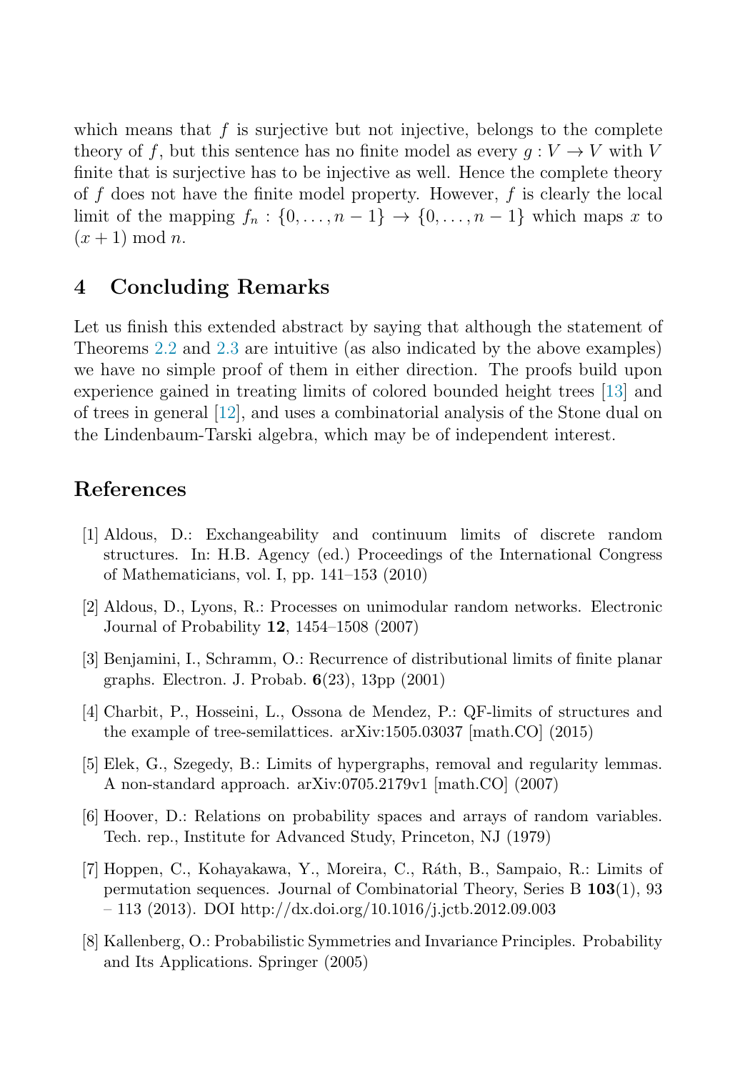which means that $f$ is surjective but not injective, belongs to the complete theory of $f$, but this sentence has no finite model as every $g : V \to V$ with $V$ finite that is surjective has to be injective as well. Hence the complete theory of $f$ does not have the finite model property. However, $f$ is clearly the local limit of the mapping $f_n : \{0, \ldots, n-1\} \to \{0, \ldots, n-1\}$ which maps $x$ to $(x + 1) \bmod n$.

## 4 Concluding Remarks

Let us finish this extended abstract by saying that although the statement of Theorems 2.2 and 2.3 are intuitive (as also indicated by the above examples) we have no simple proof of them in either direction. The proofs build upon experience gained in treating limits of colored bounded height trees [13] and of trees in general [12], and uses a combinatorial analysis of the Stone dual on the Lindenbaum-Tarski algebra, which may be of independent interest.

## References

[1] Aldous, D.: Exchangeability and continuum limits of discrete random structures. In: H.B. Agency (ed.) Proceedings of the International Congress of Mathematicians, vol. I, pp. 141–153 (2010)

[2] Aldous, D., Lyons, R.: Processes on unimodular random networks. Electronic Journal of Probability **12**, 1454–1508 (2007)

[3] Benjamini, I., Schramm, O.: Recurrence of distributional limits of finite planar graphs. Electron. J. Probab. **6**(23), 13pp (2001)

[4] Charbit, P., Hosseini, L., Ossona de Mendez, P.: QF-limits of structures and the example of tree-semilattices. arXiv:1505.03037 [math.CO] (2015)

[5] Elek, G., Szegedy, B.: Limits of hypergraphs, removal and regularity lemmas. A non-standard approach. arXiv:0705.2179v1 [math.CO] (2007)

[6] Hoover, D.: Relations on probability spaces and arrays of random variables. Tech. rep., Institute for Advanced Study, Princeton, NJ (1979)

[7] Hoppen, C., Kohayakawa, Y., Moreira, C., Ráth, B., Sampaio, R.: Limits of permutation sequences. Journal of Combinatorial Theory, Series B **103**(1), 93 – 113 (2013). DOI http://dx.doi.org/10.1016/j.jctb.2012.09.003

[8] Kallenberg, O.: Probabilistic Symmetries and Invariance Principles. Probability and Its Applications. Springer (2005)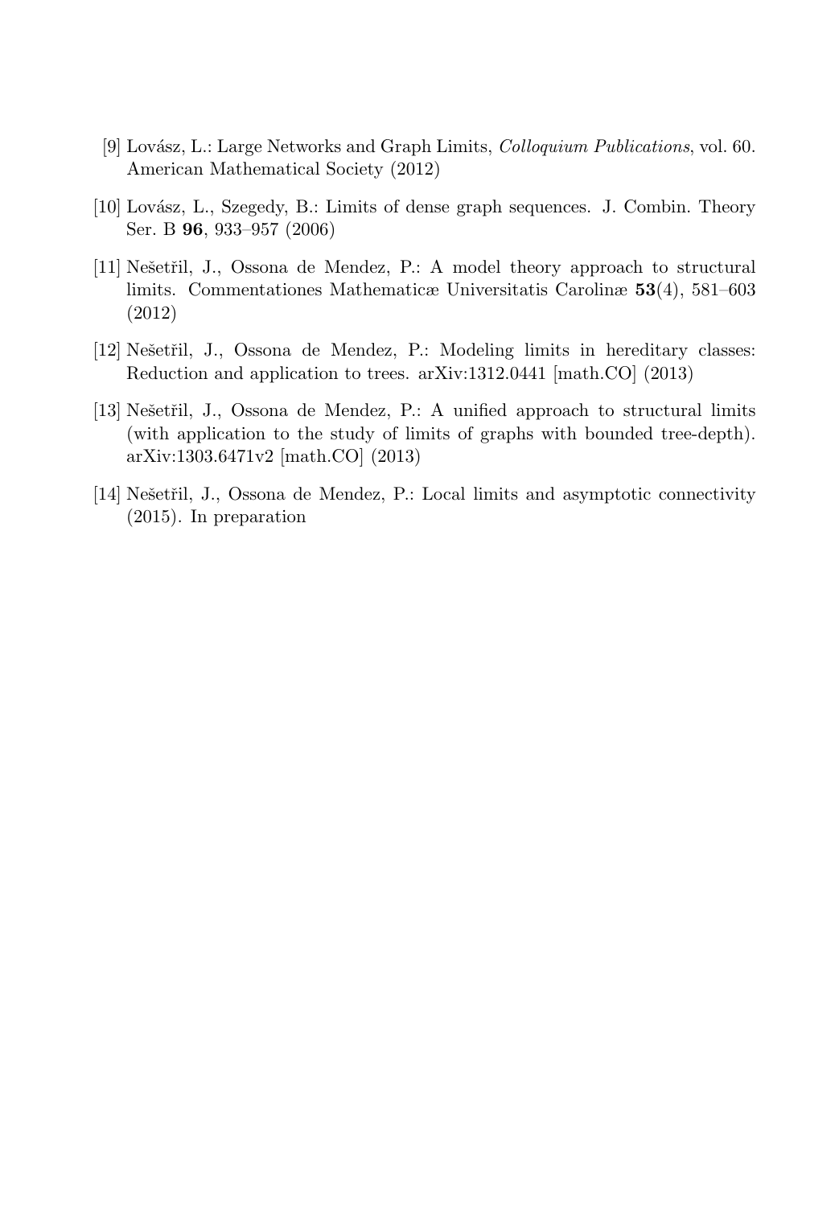[9] Lovász, L.: Large Networks and Graph Limits, *Colloquium Publications*, vol. 60. American Mathematical Society (2012)

[10] Lovász, L., Szegedy, B.: Limits of dense graph sequences. J. Combin. Theory Ser. B **96**, 933–957 (2006)

[11] Nešetřil, J., Ossona de Mendez, P.: A model theory approach to structural limits. Commentationes Mathematicæ Universitatis Carolinæ **53**(4), 581–603 (2012)

[12] Nešetřil, J., Ossona de Mendez, P.: Modeling limits in hereditary classes: Reduction and application to trees. arXiv:1312.0441 [math.CO] (2013)

[13] Nešetřil, J., Ossona de Mendez, P.: A unified approach to structural limits (with application to the study of limits of graphs with bounded tree-depth). arXiv:1303.6471v2 [math.CO] (2013)

[14] Nešetřil, J., Ossona de Mendez, P.: Local limits and asymptotic connectivity (2015). In preparation